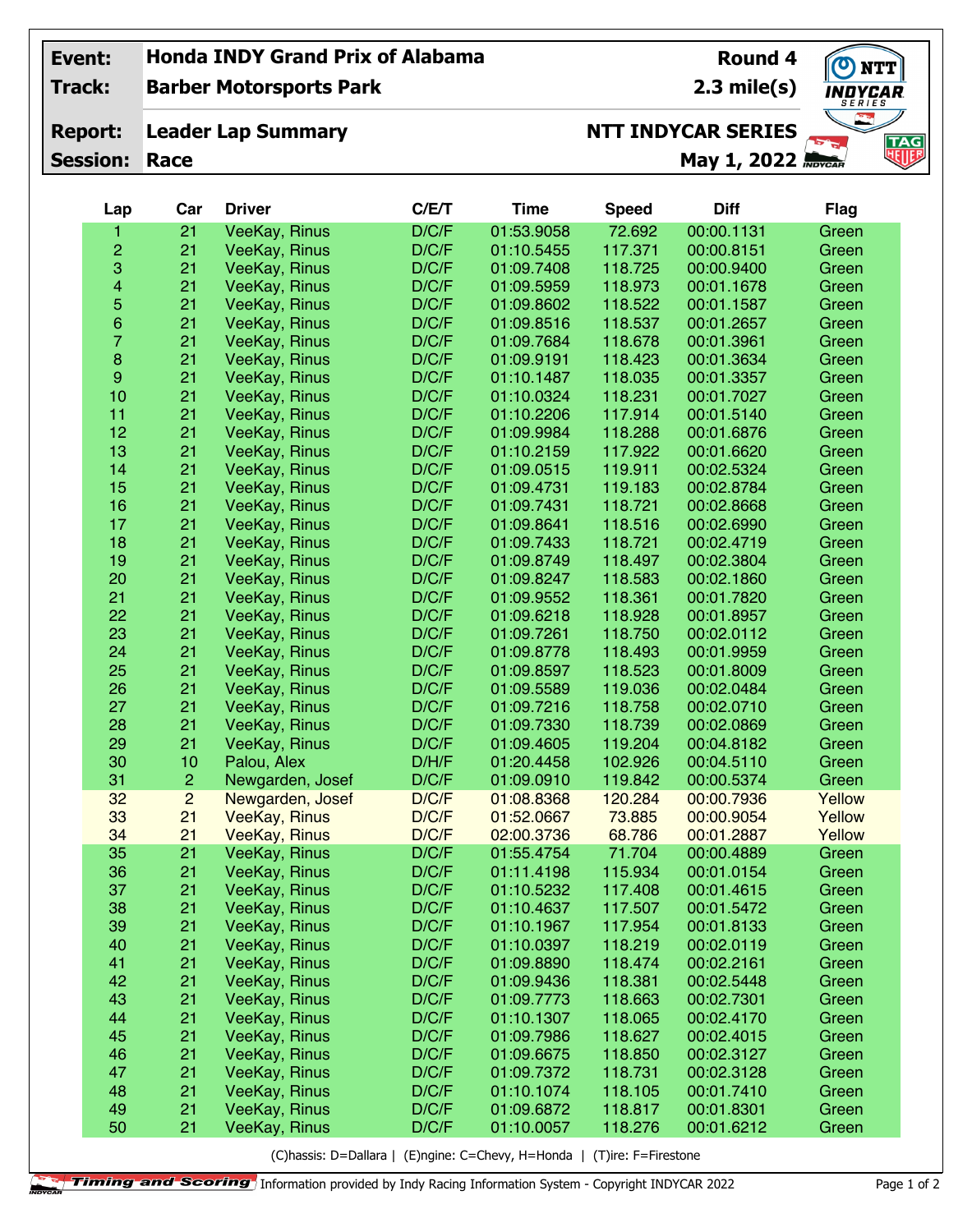| Event: | Honda INDY Grand Prix of Alabama | Round 4 |
|---|---|---|
| Track: | Barber Motorsports Park | 2.3 mile(s) |
| Report: | Leader Lap Summary | NTT INDYCAR SERIES |
| Session: | Race | May 1, 2022 |

| Lap | Car | Driver | C/E/T | Time | Speed | Diff | Flag |
|---|---|---|---|---|---|---|---|
| 1 | 21 | VeeKay, Rinus | D/C/F | 01:53.9058 | 72.692 | 00:00.1131 | Green |
| 2 | 21 | VeeKay, Rinus | D/C/F | 01:10.5455 | 117.371 | 00:00.8151 | Green |
| 3 | 21 | VeeKay, Rinus | D/C/F | 01:09.7408 | 118.725 | 00:00.9400 | Green |
| 4 | 21 | VeeKay, Rinus | D/C/F | 01:09.5959 | 118.973 | 00:01.1678 | Green |
| 5 | 21 | VeeKay, Rinus | D/C/F | 01:09.8602 | 118.522 | 00:01.1587 | Green |
| 6 | 21 | VeeKay, Rinus | D/C/F | 01:09.8516 | 118.537 | 00:01.2657 | Green |
| 7 | 21 | VeeKay, Rinus | D/C/F | 01:09.7684 | 118.678 | 00:01.3961 | Green |
| 8 | 21 | VeeKay, Rinus | D/C/F | 01:09.9191 | 118.423 | 00:01.3634 | Green |
| 9 | 21 | VeeKay, Rinus | D/C/F | 01:10.1487 | 118.035 | 00:01.3357 | Green |
| 10 | 21 | VeeKay, Rinus | D/C/F | 01:10.0324 | 118.231 | 00:01.7027 | Green |
| 11 | 21 | VeeKay, Rinus | D/C/F | 01:10.2206 | 117.914 | 00:01.5140 | Green |
| 12 | 21 | VeeKay, Rinus | D/C/F | 01:09.9984 | 118.288 | 00:01.6876 | Green |
| 13 | 21 | VeeKay, Rinus | D/C/F | 01:10.2159 | 117.922 | 00:01.6620 | Green |
| 14 | 21 | VeeKay, Rinus | D/C/F | 01:09.0515 | 119.911 | 00:02.5324 | Green |
| 15 | 21 | VeeKay, Rinus | D/C/F | 01:09.4731 | 119.183 | 00:02.8784 | Green |
| 16 | 21 | VeeKay, Rinus | D/C/F | 01:09.7431 | 118.721 | 00:02.8668 | Green |
| 17 | 21 | VeeKay, Rinus | D/C/F | 01:09.8641 | 118.516 | 00:02.6990 | Green |
| 18 | 21 | VeeKay, Rinus | D/C/F | 01:09.7433 | 118.721 | 00:02.4719 | Green |
| 19 | 21 | VeeKay, Rinus | D/C/F | 01:09.8749 | 118.497 | 00:02.3804 | Green |
| 20 | 21 | VeeKay, Rinus | D/C/F | 01:09.8247 | 118.583 | 00:02.1860 | Green |
| 21 | 21 | VeeKay, Rinus | D/C/F | 01:09.9552 | 118.361 | 00:01.7820 | Green |
| 22 | 21 | VeeKay, Rinus | D/C/F | 01:09.6218 | 118.928 | 00:01.8957 | Green |
| 23 | 21 | VeeKay, Rinus | D/C/F | 01:09.7261 | 118.750 | 00:02.0112 | Green |
| 24 | 21 | VeeKay, Rinus | D/C/F | 01:09.8778 | 118.493 | 00:01.9959 | Green |
| 25 | 21 | VeeKay, Rinus | D/C/F | 01:09.8597 | 118.523 | 00:01.8009 | Green |
| 26 | 21 | VeeKay, Rinus | D/C/F | 01:09.5589 | 119.036 | 00:02.0484 | Green |
| 27 | 21 | VeeKay, Rinus | D/C/F | 01:09.7216 | 118.758 | 00:02.0710 | Green |
| 28 | 21 | VeeKay, Rinus | D/C/F | 01:09.7330 | 118.739 | 00:02.0869 | Green |
| 29 | 21 | VeeKay, Rinus | D/C/F | 01:09.4605 | 119.204 | 00:04.8182 | Green |
| 30 | 10 | Palou, Alex | D/H/F | 01:20.4458 | 102.926 | 00:04.5110 | Green |
| 31 | 2 | Newgarden, Josef | D/C/F | 01:09.0910 | 119.842 | 00:00.5374 | Green |
| 32 | 2 | Newgarden, Josef | D/C/F | 01:08.8368 | 120.284 | 00:00.7936 | Yellow |
| 33 | 21 | VeeKay, Rinus | D/C/F | 01:52.0667 | 73.885 | 00:00.9054 | Yellow |
| 34 | 21 | VeeKay, Rinus | D/C/F | 02:00.3736 | 68.786 | 00:01.2887 | Yellow |
| 35 | 21 | VeeKay, Rinus | D/C/F | 01:55.4754 | 71.704 | 00:00.4889 | Green |
| 36 | 21 | VeeKay, Rinus | D/C/F | 01:11.4198 | 115.934 | 00:01.0154 | Green |
| 37 | 21 | VeeKay, Rinus | D/C/F | 01:10.5232 | 117.408 | 00:01.4615 | Green |
| 38 | 21 | VeeKay, Rinus | D/C/F | 01:10.4637 | 117.507 | 00:01.5472 | Green |
| 39 | 21 | VeeKay, Rinus | D/C/F | 01:10.1967 | 117.954 | 00:01.8133 | Green |
| 40 | 21 | VeeKay, Rinus | D/C/F | 01:10.0397 | 118.219 | 00:02.0119 | Green |
| 41 | 21 | VeeKay, Rinus | D/C/F | 01:09.8890 | 118.474 | 00:02.2161 | Green |
| 42 | 21 | VeeKay, Rinus | D/C/F | 01:09.9436 | 118.381 | 00:02.5448 | Green |
| 43 | 21 | VeeKay, Rinus | D/C/F | 01:09.7773 | 118.663 | 00:02.7301 | Green |
| 44 | 21 | VeeKay, Rinus | D/C/F | 01:10.1307 | 118.065 | 00:02.4170 | Green |
| 45 | 21 | VeeKay, Rinus | D/C/F | 01:09.7986 | 118.627 | 00:02.4015 | Green |
| 46 | 21 | VeeKay, Rinus | D/C/F | 01:09.6675 | 118.850 | 00:02.3127 | Green |
| 47 | 21 | VeeKay, Rinus | D/C/F | 01:09.7372 | 118.731 | 00:02.3128 | Green |
| 48 | 21 | VeeKay, Rinus | D/C/F | 01:10.1074 | 118.105 | 00:01.7410 | Green |
| 49 | 21 | VeeKay, Rinus | D/C/F | 01:09.6872 | 118.817 | 00:01.8301 | Green |
| 50 | 21 | VeeKay, Rinus | D/C/F | 01:10.0057 | 118.276 | 00:01.6212 | Green |

(C)hassis: D=Dallara | (E)ngine: C=Chevy, H=Honda | (T)ire: F=Firestone

Timing and Scoring Information provided by Indy Racing Information System - Copyright INDYCAR 2022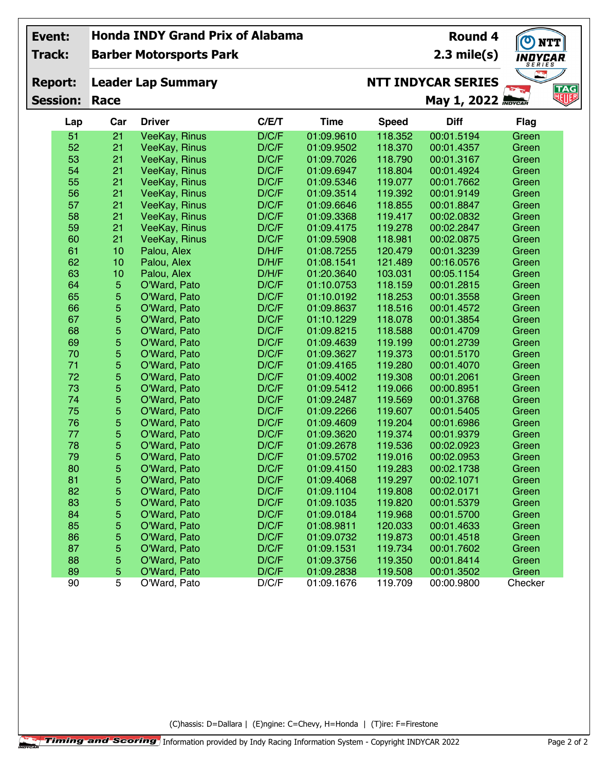| | | | |
|---|---|---|---|
| **Event:** | **Honda INDY Grand Prix of Alabama** | **Round 4** | |
| **Track:** | **Barber Motorsports Park** | **2.3 mile(s)** | |
| **Report:** | **Leader Lap Summary** | **NTT INDYCAR SERIES** | |
| **Session:** | **Race** | **May 1, 2022** | |

| Lap | Car | Driver | C/E/T | Time | Speed | Diff | Flag |
|---|---|---|---|---|---|---|---|
| 51 | 21 | VeeKay, Rinus | D/C/F | 01:09.9610 | 118.352 | 00:01.5194 | Green |
| 52 | 21 | VeeKay, Rinus | D/C/F | 01:09.9502 | 118.370 | 00:01.4357 | Green |
| 53 | 21 | VeeKay, Rinus | D/C/F | 01:09.7026 | 118.790 | 00:01.3167 | Green |
| 54 | 21 | VeeKay, Rinus | D/C/F | 01:09.6947 | 118.804 | 00:01.4924 | Green |
| 55 | 21 | VeeKay, Rinus | D/C/F | 01:09.5346 | 119.077 | 00:01.7662 | Green |
| 56 | 21 | VeeKay, Rinus | D/C/F | 01:09.3514 | 119.392 | 00:01.9149 | Green |
| 57 | 21 | VeeKay, Rinus | D/C/F | 01:09.6646 | 118.855 | 00:01.8847 | Green |
| 58 | 21 | VeeKay, Rinus | D/C/F | 01:09.3368 | 119.417 | 00:02.0832 | Green |
| 59 | 21 | VeeKay, Rinus | D/C/F | 01:09.4175 | 119.278 | 00:02.2847 | Green |
| 60 | 21 | VeeKay, Rinus | D/C/F | 01:09.5908 | 118.981 | 00:02.0875 | Green |
| 61 | 10 | Palou, Alex | D/H/F | 01:08.7255 | 120.479 | 00:01.3239 | Green |
| 62 | 10 | Palou, Alex | D/H/F | 01:08.1541 | 121.489 | 00:16.0576 | Green |
| 63 | 10 | Palou, Alex | D/H/F | 01:20.3640 | 103.031 | 00:05.1154 | Green |
| 64 | 5 | O'Ward, Pato | D/C/F | 01:10.0753 | 118.159 | 00:01.2815 | Green |
| 65 | 5 | O'Ward, Pato | D/C/F | 01:10.0192 | 118.253 | 00:01.3558 | Green |
| 66 | 5 | O'Ward, Pato | D/C/F | 01:09.8637 | 118.516 | 00:01.4572 | Green |
| 67 | 5 | O'Ward, Pato | D/C/F | 01:10.1229 | 118.078 | 00:01.3854 | Green |
| 68 | 5 | O'Ward, Pato | D/C/F | 01:09.8215 | 118.588 | 00:01.4709 | Green |
| 69 | 5 | O'Ward, Pato | D/C/F | 01:09.4639 | 119.199 | 00:01.2739 | Green |
| 70 | 5 | O'Ward, Pato | D/C/F | 01:09.3627 | 119.373 | 00:01.5170 | Green |
| 71 | 5 | O'Ward, Pato | D/C/F | 01:09.4165 | 119.280 | 00:01.4070 | Green |
| 72 | 5 | O'Ward, Pato | D/C/F | 01:09.4002 | 119.308 | 00:01.2061 | Green |
| 73 | 5 | O'Ward, Pato | D/C/F | 01:09.5412 | 119.066 | 00:00.8951 | Green |
| 74 | 5 | O'Ward, Pato | D/C/F | 01:09.2487 | 119.569 | 00:01.3768 | Green |
| 75 | 5 | O'Ward, Pato | D/C/F | 01:09.2266 | 119.607 | 00:01.5405 | Green |
| 76 | 5 | O'Ward, Pato | D/C/F | 01:09.4609 | 119.204 | 00:01.6986 | Green |
| 77 | 5 | O'Ward, Pato | D/C/F | 01:09.3620 | 119.374 | 00:01.9379 | Green |
| 78 | 5 | O'Ward, Pato | D/C/F | 01:09.2678 | 119.536 | 00:02.0923 | Green |
| 79 | 5 | O'Ward, Pato | D/C/F | 01:09.5702 | 119.016 | 00:02.0953 | Green |
| 80 | 5 | O'Ward, Pato | D/C/F | 01:09.4150 | 119.283 | 00:02.1738 | Green |
| 81 | 5 | O'Ward, Pato | D/C/F | 01:09.4068 | 119.297 | 00:02.1071 | Green |
| 82 | 5 | O'Ward, Pato | D/C/F | 01:09.1104 | 119.808 | 00:02.0171 | Green |
| 83 | 5 | O'Ward, Pato | D/C/F | 01:09.1035 | 119.820 | 00:01.5379 | Green |
| 84 | 5 | O'Ward, Pato | D/C/F | 01:09.0184 | 119.968 | 00:01.5700 | Green |
| 85 | 5 | O'Ward, Pato | D/C/F | 01:08.9811 | 120.033 | 00:01.4633 | Green |
| 86 | 5 | O'Ward, Pato | D/C/F | 01:09.0732 | 119.873 | 00:01.4518 | Green |
| 87 | 5 | O'Ward, Pato | D/C/F | 01:09.1531 | 119.734 | 00:01.7602 | Green |
| 88 | 5 | O'Ward, Pato | D/C/F | 01:09.3756 | 119.350 | 00:01.8414 | Green |
| 89 | 5 | O'Ward, Pato | D/C/F | 01:09.2838 | 119.508 | 00:01.3502 | Green |
| 90 | 5 | O'Ward, Pato | D/C/F | 01:09.1676 | 119.709 | 00:00.9800 | Checker |

(C)hassis: D=Dallara | (E)ngine: C=Chevy, H=Honda | (T)ire: F=Firestone

Timing and Scoring Information provided by Indy Racing Information System - Copyright INDYCAR 2022